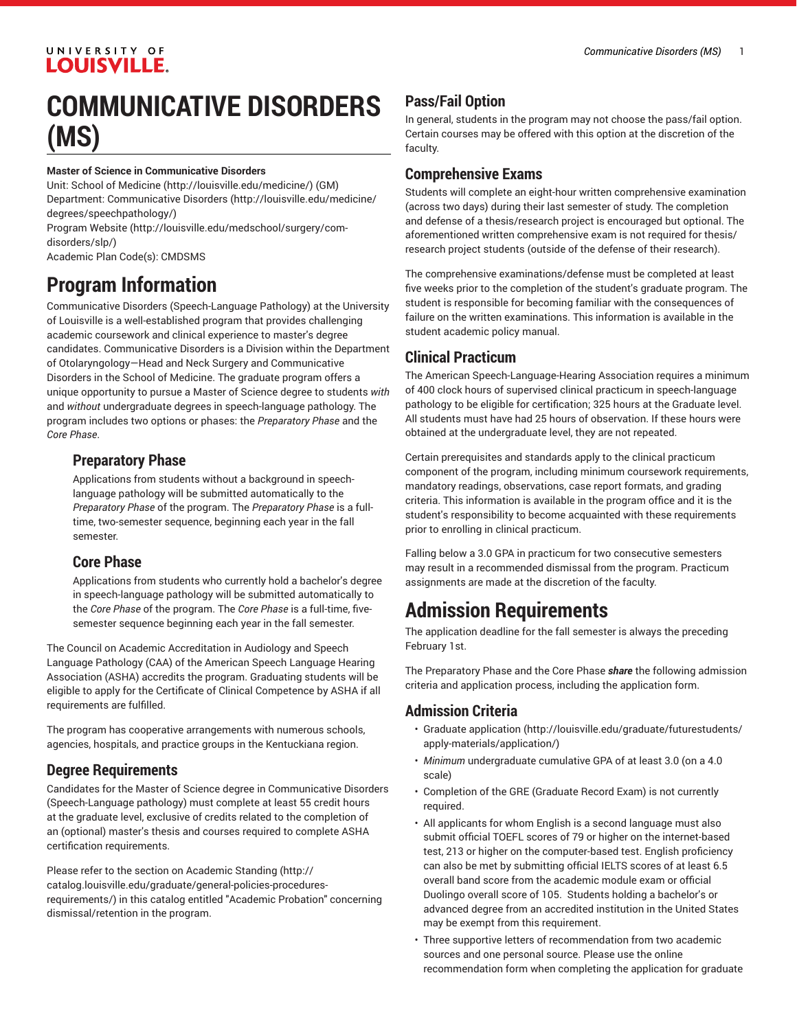# COMMUNICATIVE DISORDERS (MS)

**Master of Science in Communicative Disorders**

Unit: School of Medicine (http://louisville.edu/medicine/) (GM)
Department: Communicative Disorders (http://louisville.edu/medicine/degrees/speechpathology/)
Program Website (http://louisville.edu/medschool/surgery/com-disorders/slp/)
Academic Plan Code(s): CMDSMS

# Program Information

Communicative Disorders (Speech-Language Pathology) at the University of Louisville is a well-established program that provides challenging academic coursework and clinical experience to master's degree candidates. Communicative Disorders is a Division within the Department of Otolaryngology—Head and Neck Surgery and Communicative Disorders in the School of Medicine. The graduate program offers a unique opportunity to pursue a Master of Science degree to students *with* and *without* undergraduate degrees in speech-language pathology. The program includes two options or phases: the *Preparatory Phase* and the *Core Phase*.

### Preparatory Phase

Applications from students without a background in speech-language pathology will be submitted automatically to the *Preparatory Phase* of the program. The *Preparatory Phase* is a full-time, two-semester sequence, beginning each year in the fall semester.

### Core Phase

Applications from students who currently hold a bachelor's degree in speech-language pathology will be submitted automatically to the *Core Phase* of the program. The *Core Phase* is a full-time, five-semester sequence beginning each year in the fall semester.

The Council on Academic Accreditation in Audiology and Speech Language Pathology (CAA) of the American Speech Language Hearing Association (ASHA) accredits the program. Graduating students will be eligible to apply for the Certificate of Clinical Competence by ASHA if all requirements are fulfilled.

The program has cooperative arrangements with numerous schools, agencies, hospitals, and practice groups in the Kentuckiana region.

## Degree Requirements

Candidates for the Master of Science degree in Communicative Disorders (Speech-Language pathology) must complete at least 55 credit hours at the graduate level, exclusive of credits related to the completion of an (optional) master's thesis and courses required to complete ASHA certification requirements.

Please refer to the section on Academic Standing (http://catalog.louisville.edu/graduate/general-policies-procedures-requirements/) in this catalog entitled "Academic Probation" concerning dismissal/retention in the program.

## Pass/Fail Option

In general, students in the program may not choose the pass/fail option. Certain courses may be offered with this option at the discretion of the faculty.

## Comprehensive Exams

Students will complete an eight-hour written comprehensive examination (across two days) during their last semester of study. The completion and defense of a thesis/research project is encouraged but optional. The aforementioned written comprehensive exam is not required for thesis/research project students (outside of the defense of their research).

The comprehensive examinations/defense must be completed at least five weeks prior to the completion of the student's graduate program. The student is responsible for becoming familiar with the consequences of failure on the written examinations. This information is available in the student academic policy manual.

## Clinical Practicum

The American Speech-Language-Hearing Association requires a minimum of 400 clock hours of supervised clinical practicum in speech-language pathology to be eligible for certification; 325 hours at the Graduate level. All students must have had 25 hours of observation. If these hours were obtained at the undergraduate level, they are not repeated.

Certain prerequisites and standards apply to the clinical practicum component of the program, including minimum coursework requirements, mandatory readings, observations, case report formats, and grading criteria. This information is available in the program office and it is the student's responsibility to become acquainted with these requirements prior to enrolling in clinical practicum.

Falling below a 3.0 GPA in practicum for two consecutive semesters may result in a recommended dismissal from the program. Practicum assignments are made at the discretion of the faculty.

# Admission Requirements

The application deadline for the fall semester is always the preceding February 1st.

The Preparatory Phase and the Core Phase ***share*** the following admission criteria and application process, including the application form.

## Admission Criteria

- Graduate application (http://louisville.edu/graduate/futurestudents/apply-materials/application/)
- *Minimum* undergraduate cumulative GPA of at least 3.0 (on a 4.0 scale)
- Completion of the GRE (Graduate Record Exam) is not currently required.
- All applicants for whom English is a second language must also submit official TOEFL scores of 79 or higher on the internet-based test, 213 or higher on the computer-based test. English proficiency can also be met by submitting official IELTS scores of at least 6.5 overall band score from the academic module exam or official Duolingo overall score of 105. Students holding a bachelor's or advanced degree from an accredited institution in the United States may be exempt from this requirement.
- Three supportive letters of recommendation from two academic sources and one personal source. Please use the online recommendation form when completing the application for graduate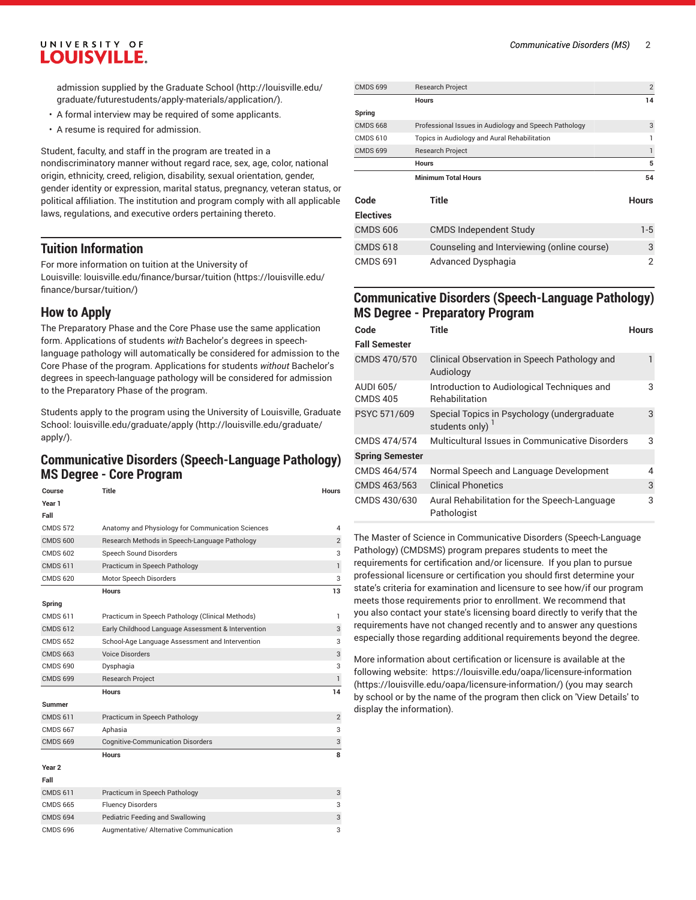admission supplied by the Graduate School (http://louisville.edu/graduate/futurestudents/apply-materials/application/).

- A formal interview may be required of some applicants.
- A resume is required for admission.

Student, faculty, and staff in the program are treated in a nondiscriminatory manner without regard race, sex, age, color, national origin, ethnicity, creed, religion, disability, sexual orientation, gender, gender identity or expression, marital status, pregnancy, veteran status, or political affiliation. The institution and program comply with all applicable laws, regulations, and executive orders pertaining thereto.

## Tuition Information

For more information on tuition at the University of Louisville: louisville.edu/finance/bursar/tuition (https://louisville.edu/finance/bursar/tuition/)

## How to Apply

The Preparatory Phase and the Core Phase use the same application form. Applications of students *with* Bachelor's degrees in speech-language pathology will automatically be considered for admission to the Core Phase of the program. Applications for students *without* Bachelor's degrees in speech-language pathology will be considered for admission to the Preparatory Phase of the program.

Students apply to the program using the University of Louisville, Graduate School: louisville.edu/graduate/apply (http://louisville.edu/graduate/apply/).

## Communicative Disorders (Speech-Language Pathology) MS Degree - Core Program

| Course | Title | Hours |
|---|---|---|
| **Year 1** | | |
| **Fall** | | |
| CMDS 572 | Anatomy and Physiology for Communication Sciences | 4 |
| CMDS 600 | Research Methods in Speech-Language Pathology | 2 |
| CMDS 602 | Speech Sound Disorders | 3 |
| CMDS 611 | Practicum in Speech Pathology | 1 |
| CMDS 620 | Motor Speech Disorders | 3 |
| | **Hours** | **13** |
| **Spring** | | |
| CMDS 611 | Practicum in Speech Pathology (Clinical Methods) | 1 |
| CMDS 612 | Early Childhood Language Assessment & Intervention | 3 |
| CMDS 652 | School-Age Language Assessment and Intervention | 3 |
| CMDS 663 | Voice Disorders | 3 |
| CMDS 690 | Dysphagia | 3 |
| CMDS 699 | Research Project | 1 |
| | **Hours** | **14** |
| **Summer** | | |
| CMDS 611 | Practicum in Speech Pathology | 2 |
| CMDS 667 | Aphasia | 3 |
| CMDS 669 | Cognitive-Communication Disorders | 3 |
| | **Hours** | **8** |
| **Year 2** | | |
| **Fall** | | |
| CMDS 611 | Practicum in Speech Pathology | 3 |
| CMDS 665 | Fluency Disorders | 3 |
| CMDS 694 | Pediatric Feeding and Swallowing | 3 |
| CMDS 696 | Augmentative/ Alternative Communication | 3 |
| CMDS 699 | Research Project | 2 |
| | **Hours** | **14** |
| **Spring** | | |
| CMDS 668 | Professional Issues in Audiology and Speech Pathology | 3 |
| CMDS 610 | Topics in Audiology and Aural Rehabilitation | 1 |
| CMDS 699 | Research Project | 1 |
| | **Hours** | **5** |
| | **Minimum Total Hours** | **54** |

| Code | Title | Hours |
|---|---|---|
| **Electives** | | |
| CMDS 606 | CMDS Independent Study | 1-5 |
| CMDS 618 | Counseling and Interviewing (online course) | 3 |
| CMDS 691 | Advanced Dysphagia | 2 |

## Communicative Disorders (Speech-Language Pathology) MS Degree - Preparatory Program

| Code | Title | Hours |
|---|---|---|
| **Fall Semester** | | |
| CMDS 470/570 | Clinical Observation in Speech Pathology and Audiology | 1 |
| AUDI 605/ CMDS 405 | Introduction to Audiological Techniques and Rehabilitation | 3 |
| PSYC 571/609 | Special Topics in Psychology (undergraduate students only) [1] | 3 |
| CMDS 474/574 | Multicultural Issues in Communicative Disorders | 3 |
| **Spring Semester** | | |
| CMDS 464/574 | Normal Speech and Language Development | 4 |
| CMDS 463/563 | Clinical Phonetics | 3 |
| CMDS 430/630 | Aural Rehabilitation for the Speech-Language Pathologist | 3 |

The Master of Science in Communicative Disorders (Speech-Language Pathology) (CMDSMS) program prepares students to meet the requirements for certification and/or licensure. If you plan to pursue professional licensure or certification you should first determine your state's criteria for examination and licensure to see how/if our program meets those requirements prior to enrollment. We recommend that you also contact your state's licensing board directly to verify that the requirements have not changed recently and to answer any questions especially those regarding additional requirements beyond the degree.

More information about certification or licensure is available at the following website: https://louisville.edu/oapa/licensure-information (https://louisville.edu/oapa/licensure-information/) (you may search by school or by the name of the program then click on 'View Details' to display the information).